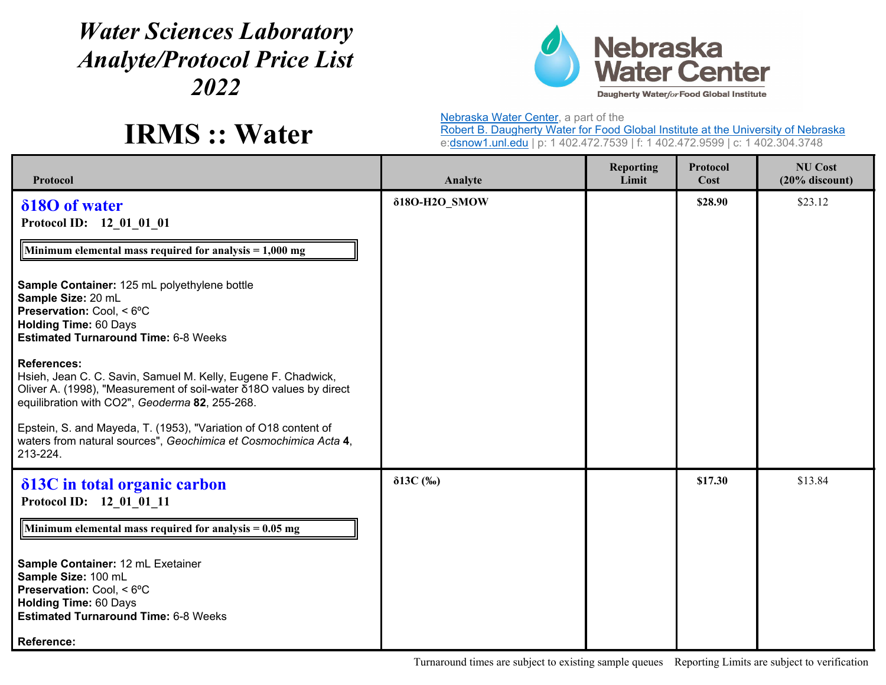# Water Sciences Laboratory Analyte/Protocol Price List 2022

# IRMS :: Water

Nebraska Water Center
Daugherty Water *for* Food Global Institute

Nebraska Water Center, a part of the Robert B. Daugherty Water for Food Global Institute at the University of Nebraska
e:dsnow1.unl.edu | p: 1 402.472.7539 | f: 1 402.472.9599 | c: 1 402.304.3748

| Protocol | Analyte | Reporting Limit | Protocol Cost | NU Cost (20% discount) |
|---|---|---|---|---|
| **δ18O of water**<br>**Protocol ID: 12_01_01_01**<br>**Minimum elemental mass required for analysis = 1,000 mg**<br>**Sample Container:** 125 mL polyethylene bottle<br>**Sample Size:** 20 mL<br>**Preservation:** Cool, < 6ºC<br>**Holding Time:** 60 Days<br>**Estimated Turnaround Time:** 6-8 Weeks<br>**References:**<br>Hsieh, Jean C. C. Savin, Samuel M. Kelly, Eugene F. Chadwick, Oliver A. (1998), "Measurement of soil-water δ18O values by direct equilibration with CO2", *Geoderma* **82**, 255-268.<br>Epstein, S. and Mayeda, T. (1953), "Variation of O18 content of waters from natural sources", *Geochimica et Cosmochimica Acta* **4**, 213-224. | **δ18O-H2O_SMOW** | | **$28.90** | $23.12 |
| **δ13C in total organic carbon**<br>**Protocol ID: 12_01_01_11**<br>**Minimum elemental mass required for analysis = 0.05 mg**<br>**Sample Container:** 12 mL Exetainer<br>**Sample Size:** 100 mL<br>**Preservation:** Cool, < 6ºC<br>**Holding Time:** 60 Days<br>**Estimated Turnaround Time:** 6-8 Weeks<br>**Reference:** | **δ13C (‰)** | | **$17.30** | $13.84 |

Turnaround times are subject to existing sample queues    Reporting Limits are subject to verification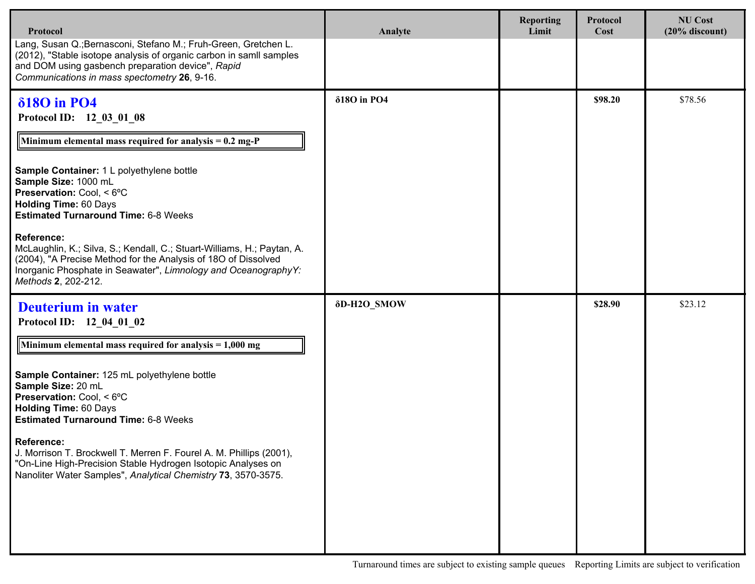| Protocol | Analyte | Reporting Limit | Protocol Cost | NU Cost (20% discount) |
|---|---|---|---|---|
| Lang, Susan Q.;Bernasconi, Stefano M.; Fruh-Green, Gretchen L. (2012), "Stable isotope analysis of organic carbon in samll samples and DOM using gasbench preparation device", *Rapid Communications in mass spectometry* **26**, 9-16. | | | | |
| **δ18O in PO4**<br>**Protocol ID: 12_03_01_08**<br>**Minimum elemental mass required for analysis = 0.2 mg-P**<br><br>**Sample Container:** 1 L polyethylene bottle<br>**Sample Size:** 1000 mL<br>**Preservation:** Cool, < 6ºC<br>**Holding Time:** 60 Days<br>**Estimated Turnaround Time:** 6-8 Weeks<br><br>**Reference:**<br>McLaughlin, K.; Silva, S.; Kendall, C.; Stuart-Williams, H.; Paytan, A. (2004), "A Precise Method for the Analysis of 18O of Dissolved Inorganic Phosphate in Seawater", *Limnology and OceanographyY: Methods* **2**, 202-212. | **δ18O in PO4** | | **$98.20** | $78.56 |
| **Deuterium in water**<br>**Protocol ID: 12_04_01_02**<br>**Minimum elemental mass required for analysis = 1,000 mg**<br><br>**Sample Container:** 125 mL polyethylene bottle<br>**Sample Size:** 20 mL<br>**Preservation:** Cool, < 6ºC<br>**Holding Time:** 60 Days<br>**Estimated Turnaround Time:** 6-8 Weeks<br><br>**Reference:**<br>J. Morrison T. Brockwell T. Merren F. Fourel A. M. Phillips (2001), "On-Line High-Precision Stable Hydrogen Isotopic Analyses on Nanoliter Water Samples", *Analytical Chemistry* **73**, 3570-3575. | **δD-H2O_SMOW** | | **$28.90** | $23.12 |

Turnaround times are subject to existing sample queues Reporting Limits are subject to verification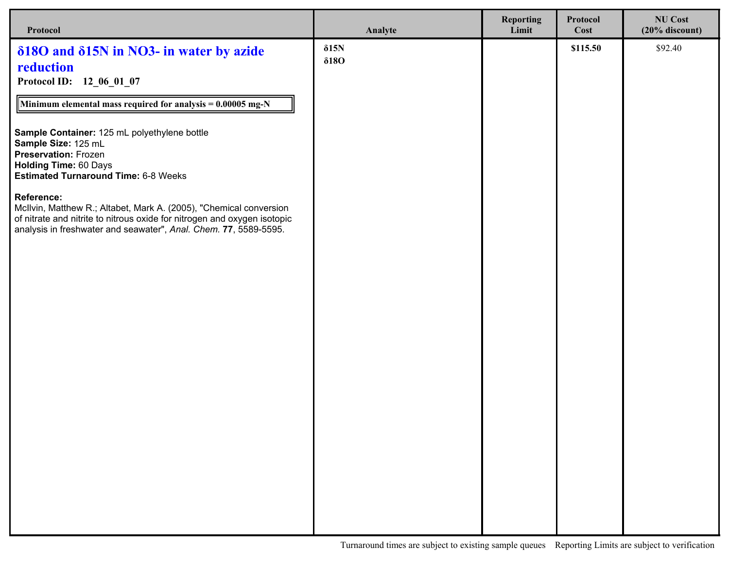| Protocol | Analyte | Reporting Limit | Protocol Cost | NU Cost (20% discount) |
|---|---|---|---|---|
| **δ18O and δ15N in NO3- in water by azide reduction**<br>**Protocol ID: 12_06_01_07**<br>**Minimum elemental mass required for analysis = 0.00005 mg-N**<br>**Sample Container:** 125 mL polyethylene bottle<br>**Sample Size:** 125 mL<br>**Preservation:** Frozen<br>**Holding Time:** 60 Days<br>**Estimated Turnaround Time:** 6-8 Weeks<br>**Reference:**<br>McIlvin, Matthew R.; Altabet, Mark A. (2005), "Chemical conversion of nitrate and nitrite to nitrous oxide for nitrogen and oxygen isotopic analysis in freshwater and seawater", *Anal. Chem.* **77**, 5589-5595. | **δ15N**<br>**δ18O** | | **$115.50** | $92.40 |

Turnaround times are subject to existing sample queues    Reporting Limits are subject to verification